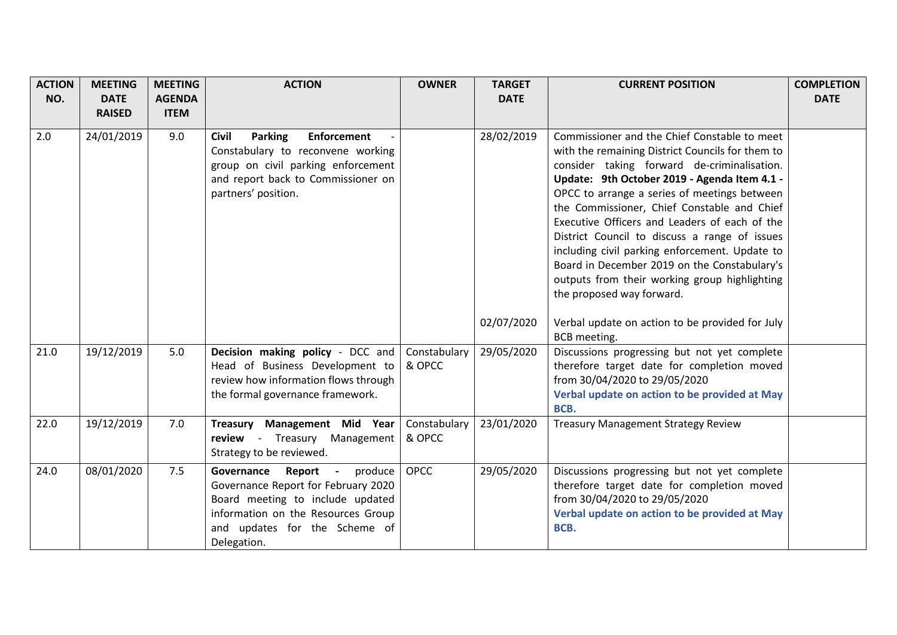| ACTION NO. | MEETING DATE RAISED | MEETING AGENDA ITEM | ACTION | OWNER | TARGET DATE | CURRENT POSITION | COMPLETION DATE |
|---|---|---|---|---|---|---|---|
| 2.0 | 24/01/2019 | 9.0 | **Civil Parking Enforcement** - Constabulary to reconvene working group on civil parking enforcement and report back to Commissioner on partners' position. | | 28/02/2019<br><br>02/07/2020 | Commissioner and the Chief Constable to meet with the remaining District Councils for them to consider taking forward de-criminalisation. **Update: 9th October 2019 - Agenda Item 4.1 -** OPCC to arrange a series of meetings between the Commissioner, Chief Constable and Chief Executive Officers and Leaders of each of the District Council to discuss a range of issues including civil parking enforcement. Update to Board in December 2019 on the Constabulary's outputs from their working group highlighting the proposed way forward.<br><br>Verbal update on action to be provided for July BCB meeting. | |
| 21.0 | 19/12/2019 | 5.0 | **Decision making policy** - DCC and Head of Business Development to review how information flows through the formal governance framework. | Constabulary & OPCC | 29/05/2020 | Discussions progressing but not yet complete therefore target date for completion moved from 30/04/2020 to 29/05/2020 **Verbal update on action to be provided at May BCB.** | |
| 22.0 | 19/12/2019 | 7.0 | **Treasury Management Mid Year review** - Treasury Management Strategy to be reviewed. | Constabulary & OPCC | 23/01/2020 | Treasury Management Strategy Review | |
| 24.0 | 08/01/2020 | 7.5 | **Governance Report** - produce Governance Report for February 2020 Board meeting to include updated information on the Resources Group and updates for the Scheme of Delegation. | OPCC | 29/05/2020 | Discussions progressing but not yet complete therefore target date for completion moved from 30/04/2020 to 29/05/2020 **Verbal update on action to be provided at May BCB.** | |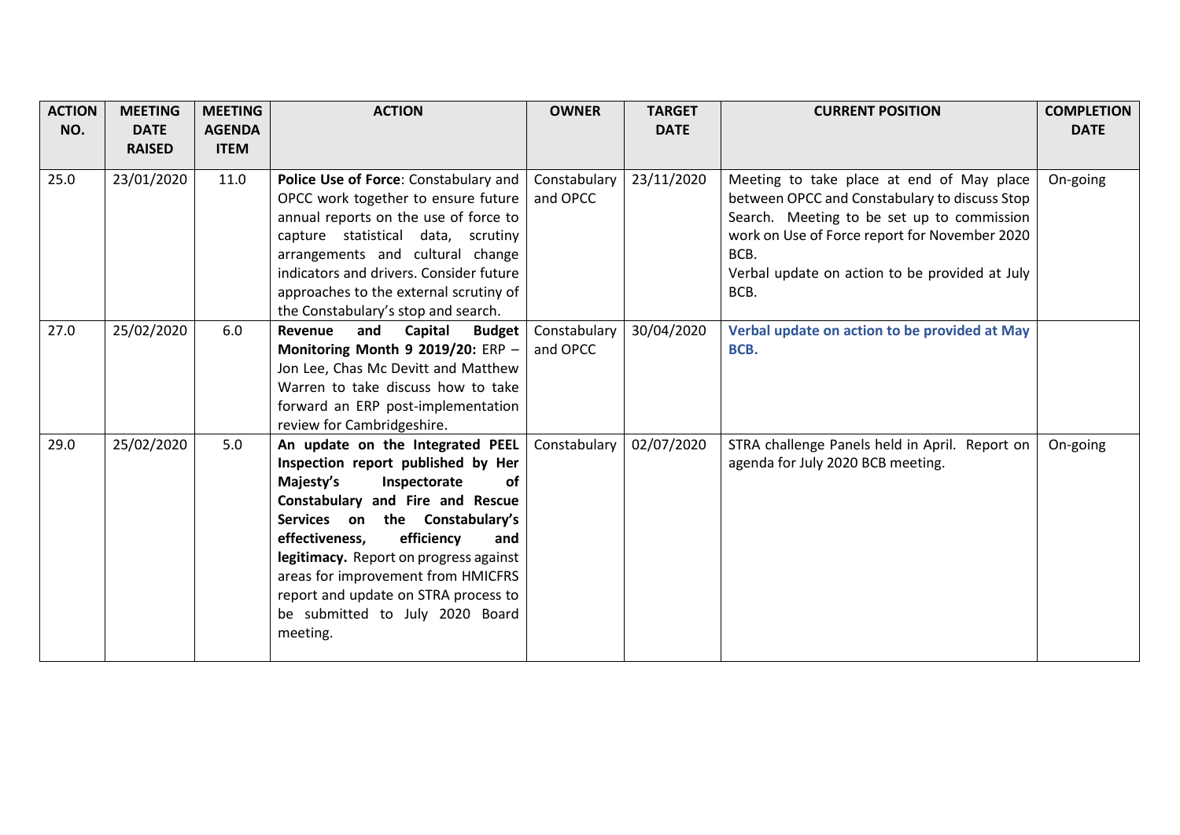| ACTION NO. | MEETING DATE RAISED | MEETING AGENDA ITEM | ACTION | OWNER | TARGET DATE | CURRENT POSITION | COMPLETION DATE |
|---|---|---|---|---|---|---|---|
| 25.0 | 23/01/2020 | 11.0 | **Police Use of Force**: Constabulary and OPCC work together to ensure future annual reports on the use of force to capture statistical data, scrutiny arrangements and cultural change indicators and drivers. Consider future approaches to the external scrutiny of the Constabulary's stop and search. | Constabulary and OPCC | 23/11/2020 | Meeting to take place at end of May place between OPCC and Constabulary to discuss Stop Search. Meeting to be set up to commission work on Use of Force report for November 2020 BCB.<br>Verbal update on action to be provided at July BCB. | On-going |
| 27.0 | 25/02/2020 | 6.0 | **Revenue and Capital Budget Monitoring Month 9 2019/20:** ERP – Jon Lee, Chas Mc Devitt and Matthew Warren to take discuss how to take forward an ERP post-implementation review for Cambridgeshire. | Constabulary and OPCC | 30/04/2020 | **Verbal update on action to be provided at May BCB.** | |
| 29.0 | 25/02/2020 | 5.0 | **An update on the Integrated PEEL Inspection report published by Her Majesty's Inspectorate of Constabulary and Fire and Rescue Services on the Constabulary's effectiveness, efficiency and legitimacy.** Report on progress against areas for improvement from HMICFRS report and update on STRA process to be submitted to July 2020 Board meeting. | Constabulary | 02/07/2020 | STRA challenge Panels held in April. Report on agenda for July 2020 BCB meeting. | On-going |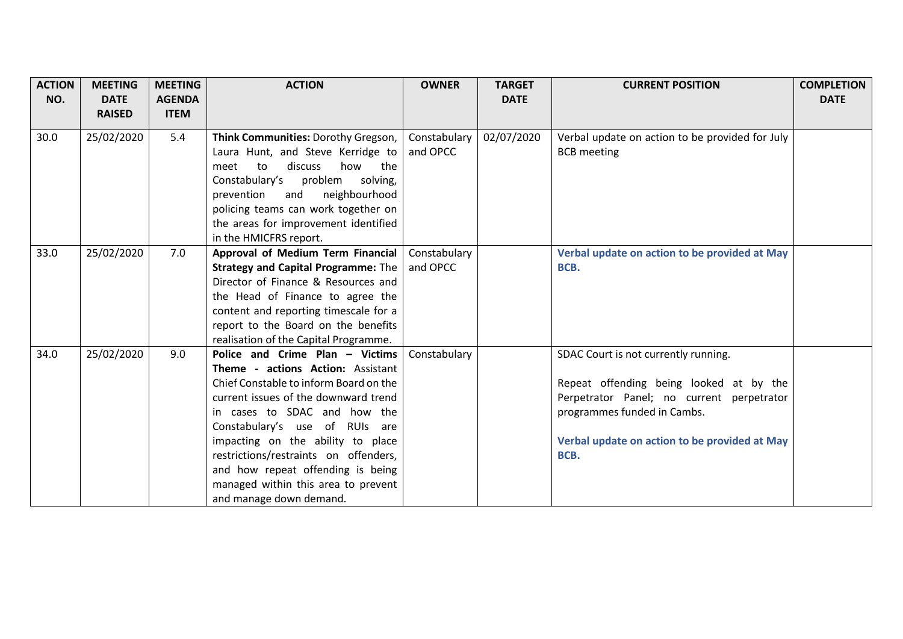| ACTION NO. | MEETING DATE RAISED | MEETING AGENDA ITEM | ACTION | OWNER | TARGET DATE | CURRENT POSITION | COMPLETION DATE |
|---|---|---|---|---|---|---|---|
| 30.0 | 25/02/2020 | 5.4 | **Think Communities:** Dorothy Gregson, Laura Hunt, and Steve Kerridge to meet to discuss how the Constabulary's problem solving, prevention and neighbourhood policing teams can work together on the areas for improvement identified in the HMICFRS report. | Constabulary and OPCC | 02/07/2020 | Verbal update on action to be provided for July BCB meeting | |
| 33.0 | 25/02/2020 | 7.0 | **Approval of Medium Term Financial Strategy and Capital Programme:** The Director of Finance & Resources and the Head of Finance to agree the content and reporting timescale for a report to the Board on the benefits realisation of the Capital Programme. | Constabulary and OPCC | | **Verbal update on action to be provided at May BCB.** | |
| 34.0 | 25/02/2020 | 9.0 | **Police and Crime Plan – Victims Theme - actions Action:** Assistant Chief Constable to inform Board on the current issues of the downward trend in cases to SDAC and how the Constabulary's use of RUIs are impacting on the ability to place restrictions/restraints on offenders, and how repeat offending is being managed within this area to prevent and manage down demand. | Constabulary | | SDAC Court is not currently running.<br><br>Repeat offending being looked at by the Perpetrator Panel; no current perpetrator programmes funded in Cambs.<br><br>**Verbal update on action to be provided at May BCB.** | |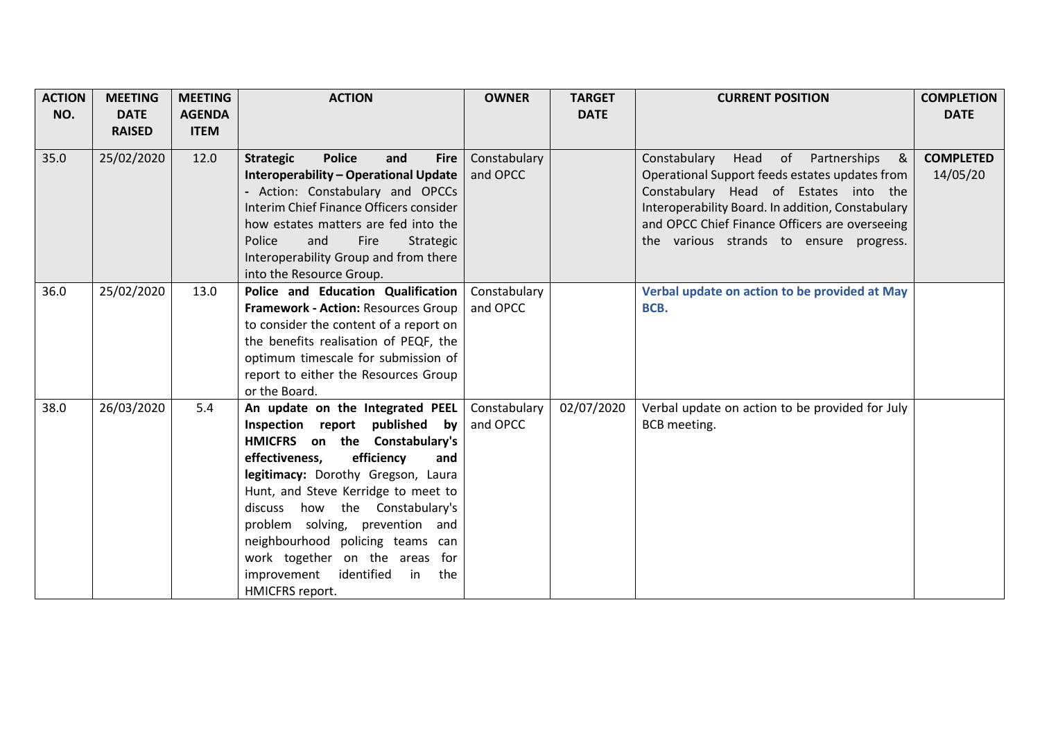| ACTION NO. | MEETING DATE RAISED | MEETING AGENDA ITEM | ACTION | OWNER | TARGET DATE | CURRENT POSITION | COMPLETION DATE |
|---|---|---|---|---|---|---|---|
| 35.0 | 25/02/2020 | 12.0 | **Strategic Police and Fire Interoperability – Operational Update** - Action: Constabulary and OPCCs Interim Chief Finance Officers consider how estates matters are fed into the Police and Fire Strategic Interoperability Group and from there into the Resource Group. | Constabulary and OPCC | | Constabulary Head of Partnerships & Operational Support feeds estates updates from Constabulary Head of Estates into the Interoperability Board. In addition, Constabulary and OPCC Chief Finance Officers are overseeing the various strands to ensure progress. | **COMPLETED** 14/05/20 |
| 36.0 | 25/02/2020 | 13.0 | **Police and Education Qualification Framework - Action:** Resources Group to consider the content of a report on the benefits realisation of PEQF, the optimum timescale for submission of report to either the Resources Group or the Board. | Constabulary and OPCC | | **Verbal update on action to be provided at May BCB.** | |
| 38.0 | 26/03/2020 | 5.4 | **An update on the Integrated PEEL Inspection report published by HMICFRS on the Constabulary's effectiveness, efficiency and legitimacy:** Dorothy Gregson, Laura Hunt, and Steve Kerridge to meet to discuss how the Constabulary's problem solving, prevention and neighbourhood policing teams can work together on the areas for improvement identified in the HMICFRS report. | Constabulary and OPCC | 02/07/2020 | Verbal update on action to be provided for July BCB meeting. | |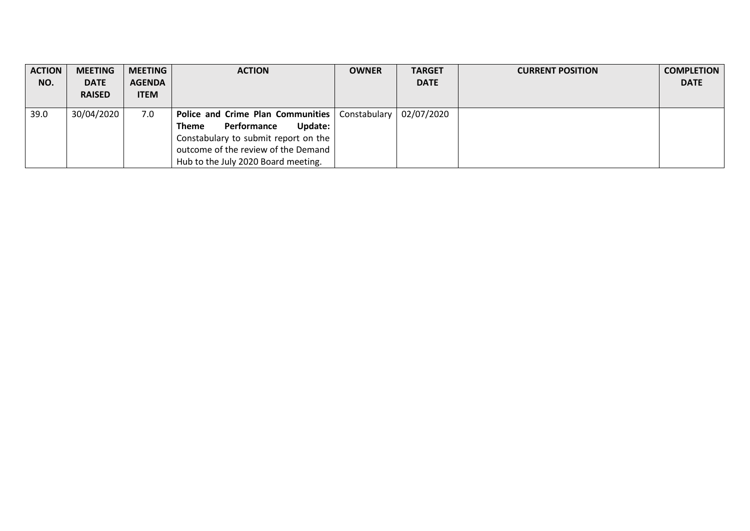| ACTION NO. | MEETING DATE RAISED | MEETING AGENDA ITEM | ACTION | OWNER | TARGET DATE | CURRENT POSITION | COMPLETION DATE |
|---|---|---|---|---|---|---|---|
| 39.0 | 30/04/2020 | 7.0 | **Police and Crime Plan Communities Theme Performance Update:** Constabulary to submit report on the outcome of the review of the Demand Hub to the July 2020 Board meeting. | Constabulary | 02/07/2020 | | |